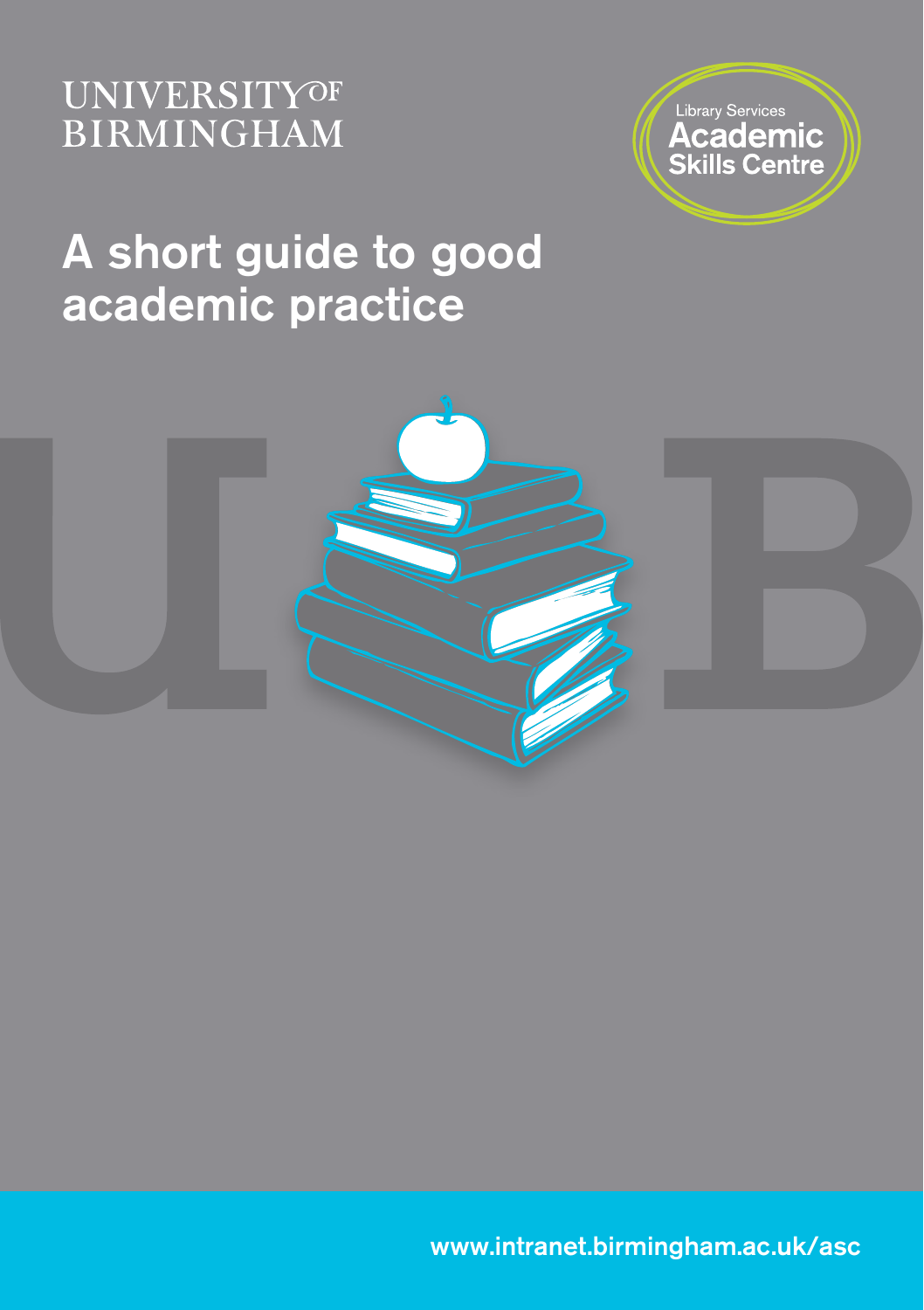UNIVERSITY OF BIRMINGHAM

Library Services
Academic Skills Centre

# A short guide to good academic practice

www.intranet.birmingham.ac.uk/asc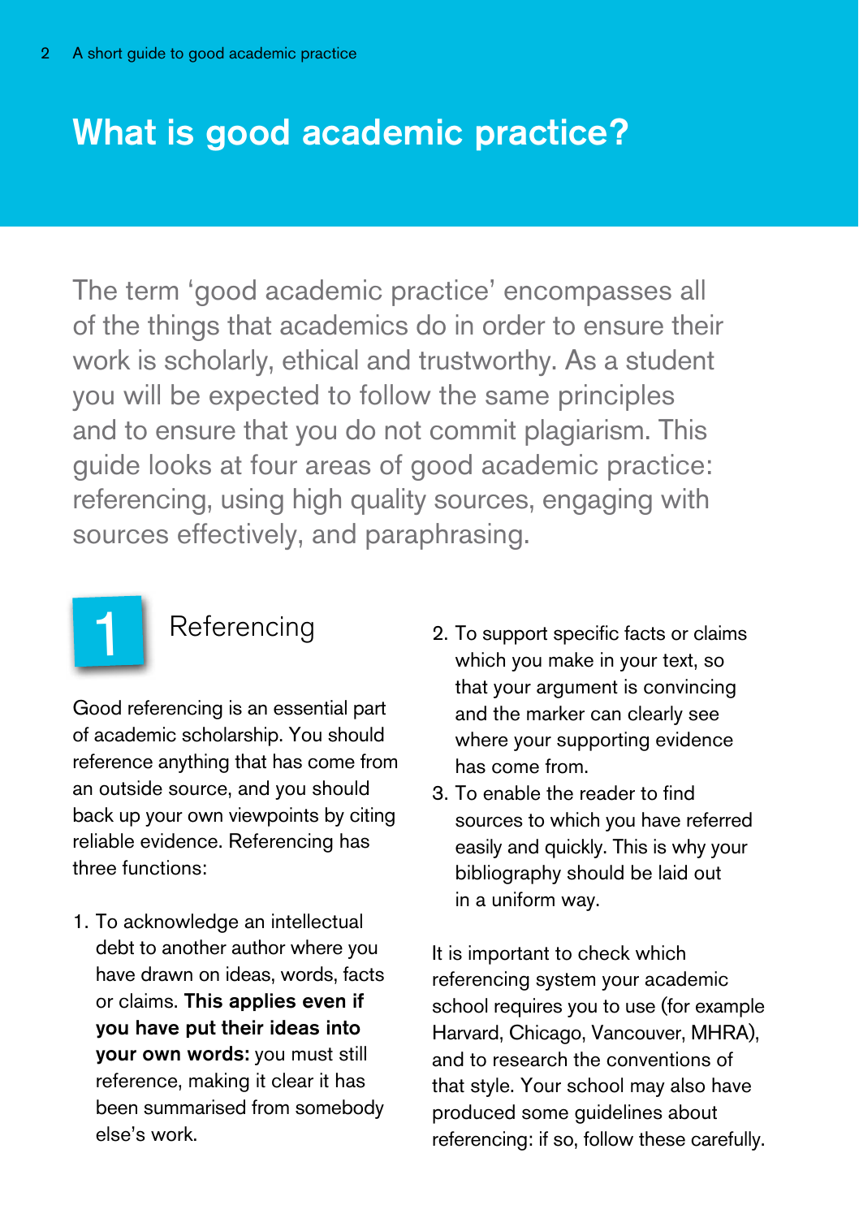# What is good academic practice?

The term 'good academic practice' encompasses all of the things that academics do in order to ensure their work is scholarly, ethical and trustworthy. As a student you will be expected to follow the same principles and to ensure that you do not commit plagiarism. This guide looks at four areas of good academic practice: referencing, using high quality sources, engaging with sources effectively, and paraphrasing.

## 1 Referencing

Good referencing is an essential part of academic scholarship. You should reference anything that has come from an outside source, and you should back up your own viewpoints by citing reliable evidence. Referencing has three functions:

1. To acknowledge an intellectual debt to another author where you have drawn on ideas, words, facts or claims. **This applies even if you have put their ideas into your own words:** you must still reference, making it clear it has been summarised from somebody else's work.
2. To support specific facts or claims which you make in your text, so that your argument is convincing and the marker can clearly see where your supporting evidence has come from.
3. To enable the reader to find sources to which you have referred easily and quickly. This is why your bibliography should be laid out in a uniform way.

It is important to check which referencing system your academic school requires you to use (for example Harvard, Chicago, Vancouver, MHRA), and to research the conventions of that style. Your school may also have produced some guidelines about referencing: if so, follow these carefully.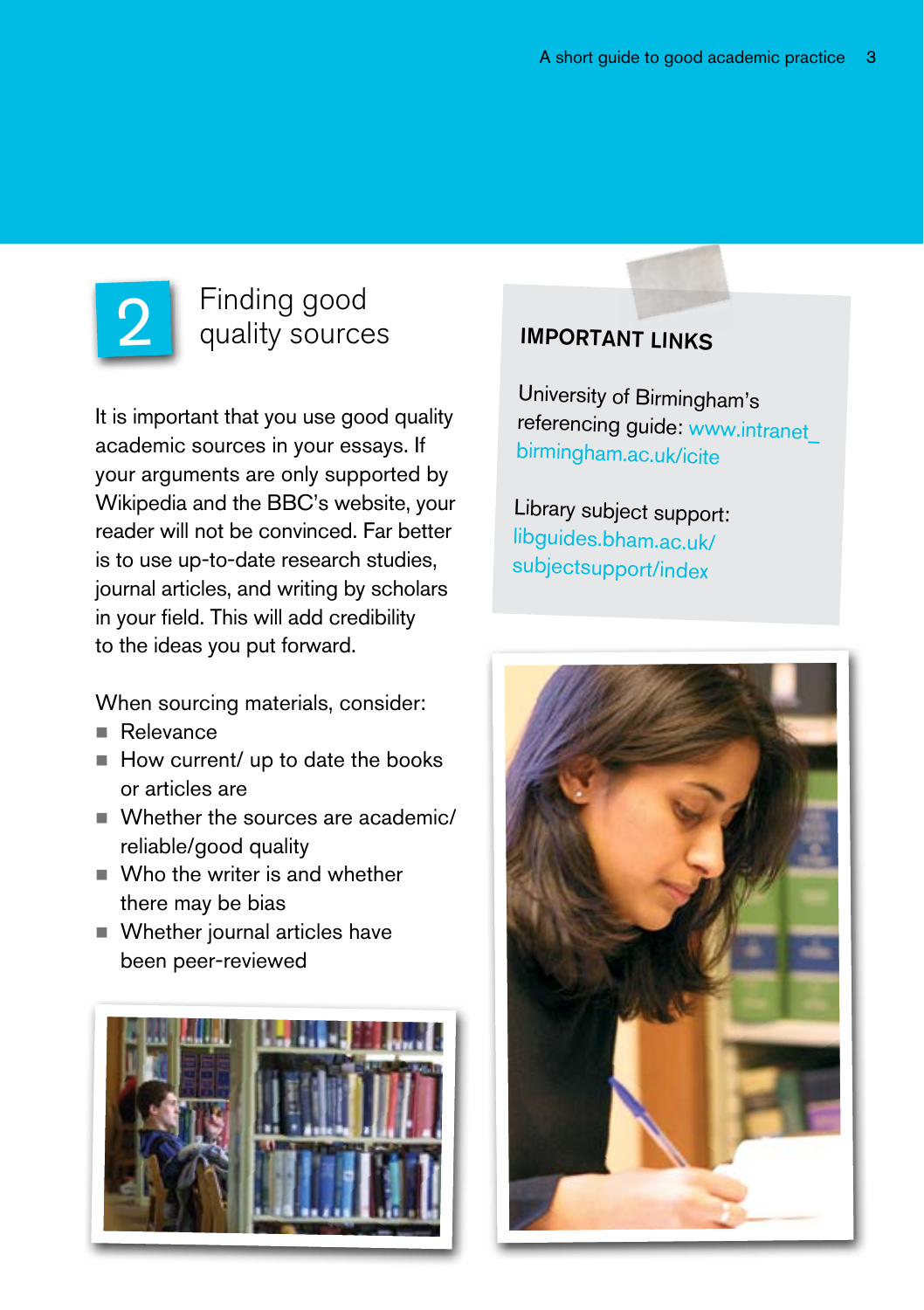## 2 Finding good quality sources

It is important that you use good quality academic sources in your essays. If your arguments are only supported by Wikipedia and the BBC's website, your reader will not be convinced. Far better is to use up-to-date research studies, journal articles, and writing by scholars in your field. This will add credibility to the ideas you put forward.

When sourcing materials, consider:

- Relevance
- How current/ up to date the books or articles are
- Whether the sources are academic/ reliable/good quality
- Who the writer is and whether there may be bias
- Whether journal articles have been peer-reviewed

**IMPORTANT LINKS**

University of Birmingham's referencing guide: www.intranet_birmingham.ac.uk/icite

Library subject support: libguides.bham.ac.uk/subjectsupport/index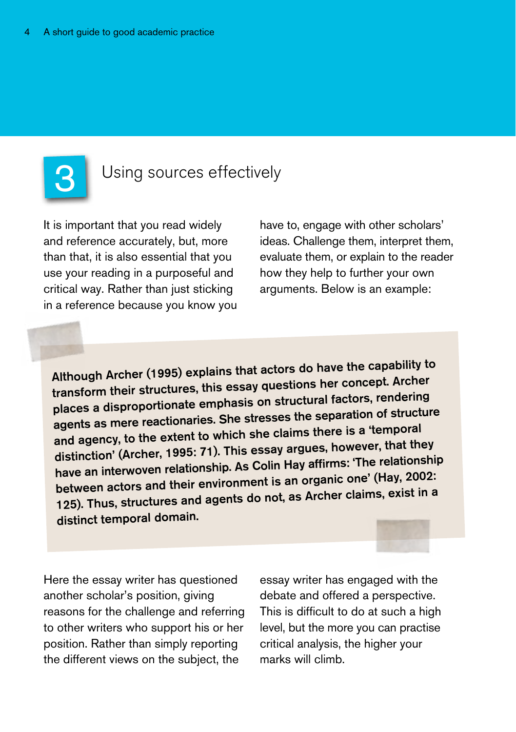## 3 Using sources effectively

It is important that you read widely and reference accurately, but, more than that, it is also essential that you use your reading in a purposeful and critical way. Rather than just sticking in a reference because you know you have to, engage with other scholars' ideas. Challenge them, interpret them, evaluate them, or explain to the reader how they help to further your own arguments. Below is an example:

> **Although Archer (1995) explains that actors do have the capability to transform their structures, this essay questions her concept. Archer places a disproportionate emphasis on structural factors, rendering agents as mere reactionaries. She stresses the separation of structure and agency, to the extent to which she claims there is a 'temporal distinction' (Archer, 1995: 71). This essay argues, however, that they have an interwoven relationship. As Colin Hay affirms: 'The relationship between actors and their environment is an organic one' (Hay, 2002: 125). Thus, structures and agents do not, as Archer claims, exist in a distinct temporal domain.**

Here the essay writer has questioned another scholar's position, giving reasons for the challenge and referring to other writers who support his or her position. Rather than simply reporting the different views on the subject, the essay writer has engaged with the debate and offered a perspective. This is difficult to do at such a high level, but the more you can practise critical analysis, the higher your marks will climb.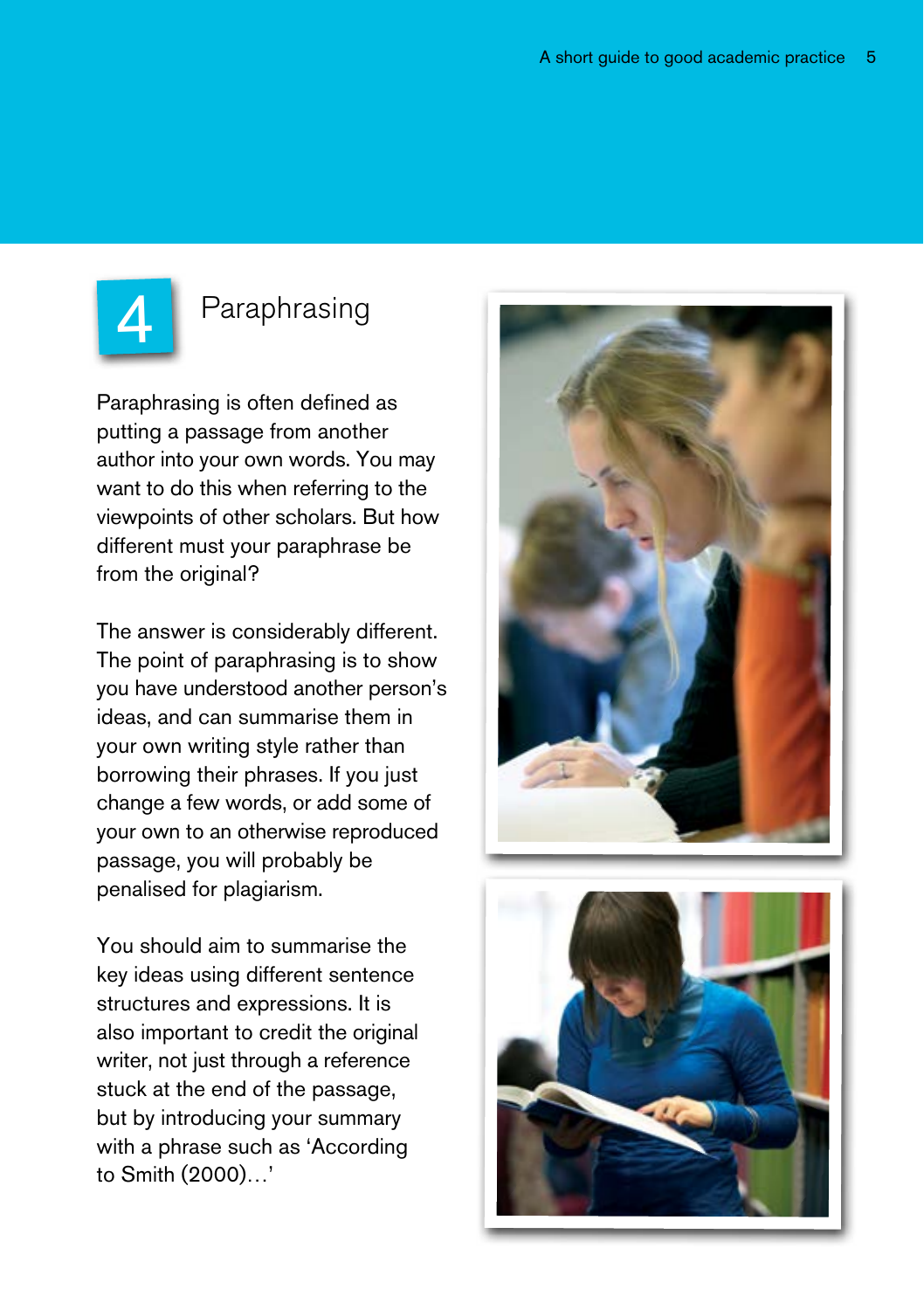## 4 Paraphrasing

Paraphrasing is often defined as putting a passage from another author into your own words. You may want to do this when referring to the viewpoints of other scholars. But how different must your paraphrase be from the original?

The answer is considerably different. The point of paraphrasing is to show you have understood another person's ideas, and can summarise them in your own writing style rather than borrowing their phrases. If you just change a few words, or add some of your own to an otherwise reproduced passage, you will probably be penalised for plagiarism.

You should aim to summarise the key ideas using different sentence structures and expressions. It is also important to credit the original writer, not just through a reference stuck at the end of the passage, but by introducing your summary with a phrase such as 'According to Smith (2000)…'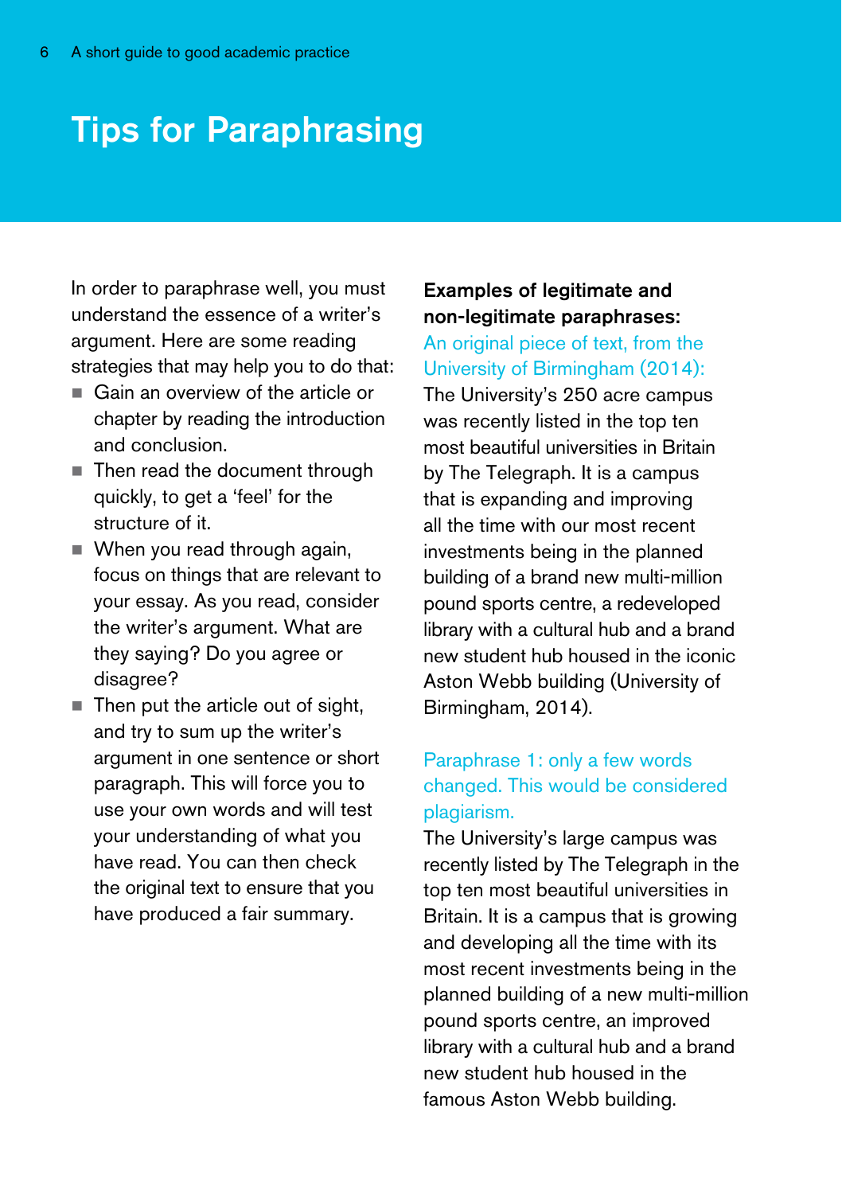# Tips for Paraphrasing

In order to paraphrase well, you must understand the essence of a writer's argument. Here are some reading strategies that may help you to do that:

- Gain an overview of the article or chapter by reading the introduction and conclusion.
- Then read the document through quickly, to get a 'feel' for the structure of it.
- When you read through again, focus on things that are relevant to your essay. As you read, consider the writer's argument. What are they saying? Do you agree or disagree?
- Then put the article out of sight, and try to sum up the writer's argument in one sentence or short paragraph. This will force you to use your own words and will test your understanding of what you have read. You can then check the original text to ensure that you have produced a fair summary.

**Examples of legitimate and non-legitimate paraphrases:**

An original piece of text, from the University of Birmingham (2014):

The University's 250 acre campus was recently listed in the top ten most beautiful universities in Britain by The Telegraph. It is a campus that is expanding and improving all the time with our most recent investments being in the planned building of a brand new multi-million pound sports centre, a redeveloped library with a cultural hub and a brand new student hub housed in the iconic Aston Webb building (University of Birmingham, 2014).

Paraphrase 1: only a few words changed. This would be considered plagiarism.

The University's large campus was recently listed by The Telegraph in the top ten most beautiful universities in Britain. It is a campus that is growing and developing all the time with its most recent investments being in the planned building of a new multi-million pound sports centre, an improved library with a cultural hub and a brand new student hub housed in the famous Aston Webb building.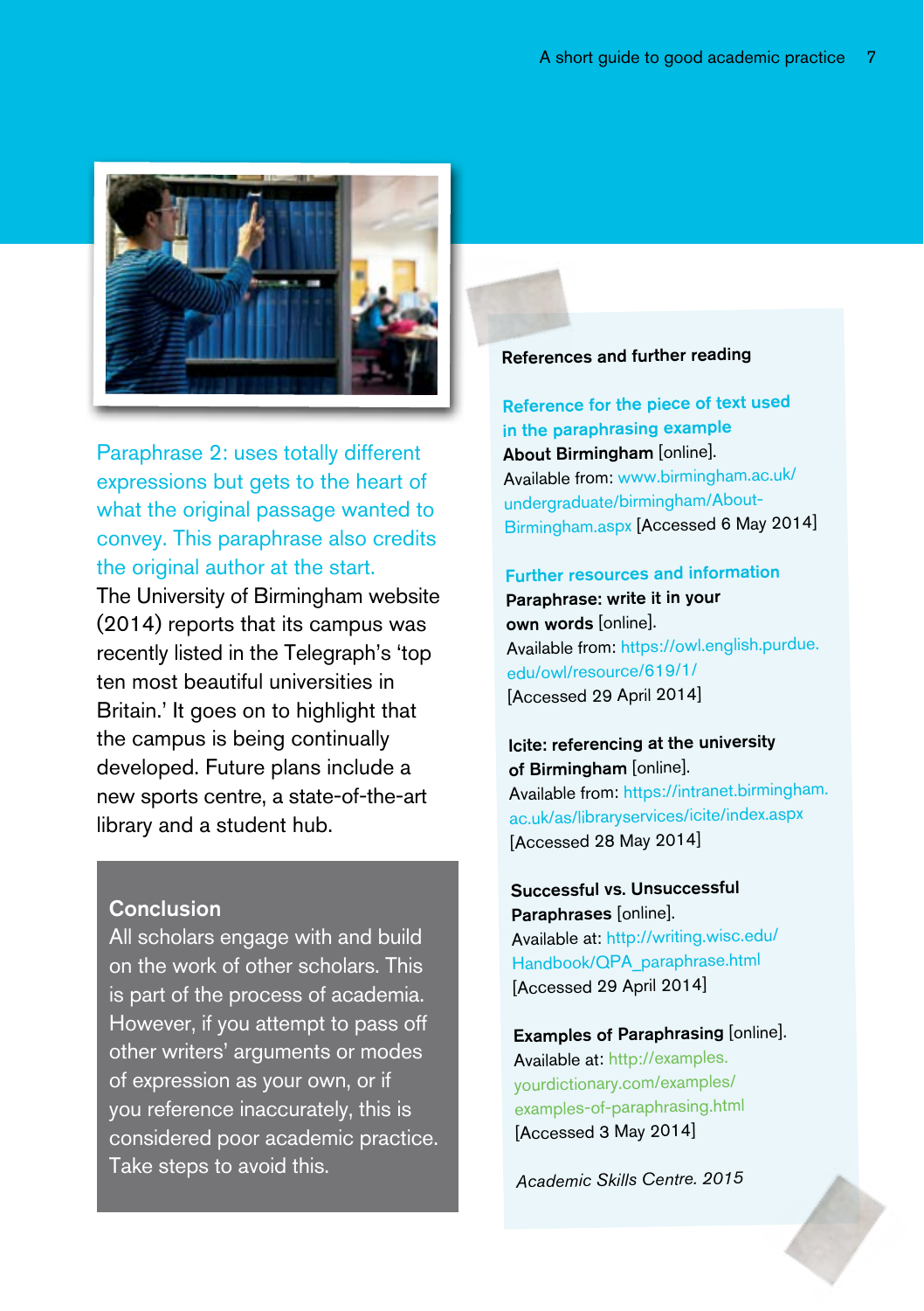Paraphrase 2: uses totally different expressions but gets to the heart of what the original passage wanted to convey. This paraphrase also credits the original author at the start.

The University of Birmingham website (2014) reports that its campus was recently listed in the Telegraph's 'top ten most beautiful universities in Britain.' It goes on to highlight that the campus is being continually developed. Future plans include a new sports centre, a state-of-the-art library and a student hub.

## Conclusion

All scholars engage with and build on the work of other scholars. This is part of the process of academia. However, if you attempt to pass off other writers' arguments or modes of expression as your own, or if you reference inaccurately, this is considered poor academic practice. Take steps to avoid this.

## References and further reading

### Reference for the piece of text used in the paraphrasing example

**About Birmingham** [online].
Available from: www.birmingham.ac.uk/undergraduate/birmingham/About-Birmingham.aspx [Accessed 6 May 2014]

### Further resources and information

**Paraphrase: write it in your own words** [online].
Available from: https://owl.english.purdue.edu/owl/resource/619/1/
[Accessed 29 April 2014]

**Icite: referencing at the university of Birmingham** [online].
Available from: https://intranet.birmingham.ac.uk/as/libraryservices/icite/index.aspx
[Accessed 28 May 2014]

**Successful vs. Unsuccessful Paraphrases** [online].
Available at: http://writing.wisc.edu/Handbook/QPA_paraphrase.html
[Accessed 29 April 2014]

**Examples of Paraphrasing** [online].
Available at: http://examples.yourdictionary.com/examples/examples-of-paraphrasing.html
[Accessed 3 May 2014]

*Academic Skills Centre. 2015*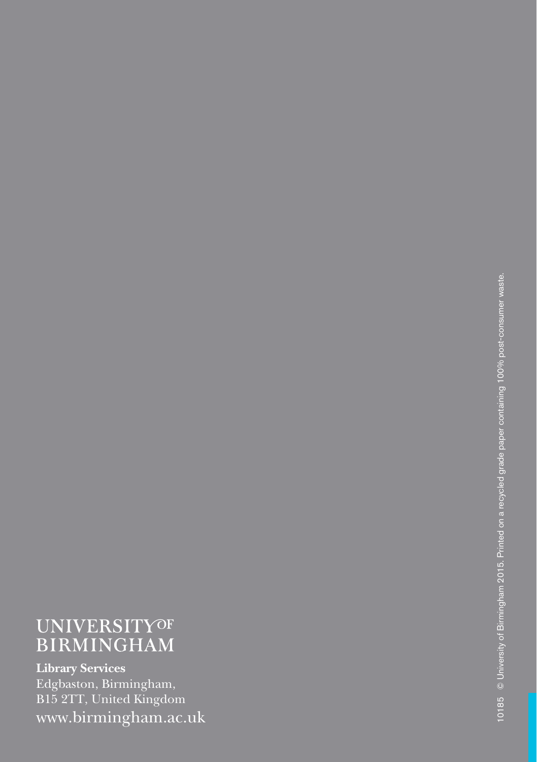UNIVERSITY OF BIRMINGHAM

**Library Services**
Edgbaston, Birmingham,
B15 2TT, United Kingdom
www.birmingham.ac.uk

10185 © University of Birmingham 2015. Printed on a recycled grade paper containing 100% post-consumer waste.